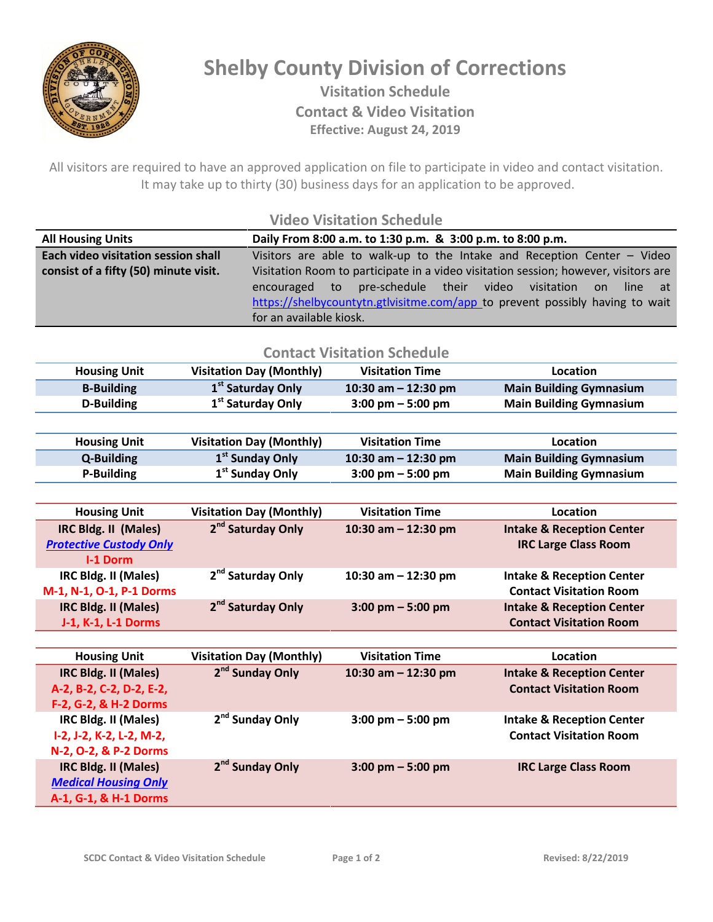# Shelby County Division of Corrections

## Visation Schedule

## Contact & Video Visitation

**Effective: August 24, 2019**

All visitors are required to have an approved application on file to participate in video and contact visitation. It may take up to thirty (30) business days for an application to be approved.

### Video Visitation Schedule

| All Housing Units | Daily From 8:00 a.m. to 1:30 p.m. & 3:00 p.m. to 8:00 p.m. |
|---|---|
| Each video visitation session shall consist of a fifty (50) minute visit. | Visitors are able to walk-up to the Intake and Reception Center – Video Visitation Room to participate in a video visitation session; however, visitors are encouraged to pre-schedule their video visitation on line at https://shelbycountytn.gtlvisitme.com/app to prevent possibly having to wait for an available kiosk. |

### Contact Visitation Schedule

| Housing Unit | Visitation Day (Monthly) | Visitation Time | Location |
|---|---|---|---|
| B-Building | 1st Saturday Only | 10:30 am – 12:30 pm | Main Building Gymnasium |
| D-Building | 1st Saturday Only | 3:00 pm – 5:00 pm | Main Building Gymnasium |

| Housing Unit | Visitation Day (Monthly) | Visitation Time | Location |
|---|---|---|---|
| Q-Building | 1st Sunday Only | 10:30 am – 12:30 pm | Main Building Gymnasium |
| P-Building | 1st Sunday Only | 3:00 pm – 5:00 pm | Main Building Gymnasium |

| Housing Unit | Visitation Day (Monthly) | Visitation Time | Location |
|---|---|---|---|
| IRC Bldg. II (Males) *Protective Custody Only* I-1 Dorm | 2nd Saturday Only | 10:30 am – 12:30 pm | Intake & Reception Center IRC Large Class Room |
| IRC Bldg. II (Males) M-1, N-1, O-1, P-1 Dorms | 2nd Saturday Only | 10:30 am – 12:30 pm | Intake & Reception Center Contact Visitation Room |
| IRC Bldg. II (Males) J-1, K-1, L-1 Dorms | 2nd Saturday Only | 3:00 pm – 5:00 pm | Intake & Reception Center Contact Visitation Room |

| Housing Unit | Visitation Day (Monthly) | Visitation Time | Location |
|---|---|---|---|
| IRC Bldg. II (Males) A-2, B-2, C-2, D-2, E-2, F-2, G-2, & H-2 Dorms | 2nd Sunday Only | 10:30 am – 12:30 pm | Intake & Reception Center Contact Visitation Room |
| IRC Bldg. II (Males) I-2, J-2, K-2, L-2, M-2, N-2, O-2, & P-2 Dorms | 2nd Sunday Only | 3:00 pm – 5:00 pm | Intake & Reception Center Contact Visitation Room |
| IRC Bldg. II (Males) *Medical Housing Only* A-1, G-1, & H-1 Dorms | 2nd Sunday Only | 3:00 pm – 5:00 pm | IRC Large Class Room |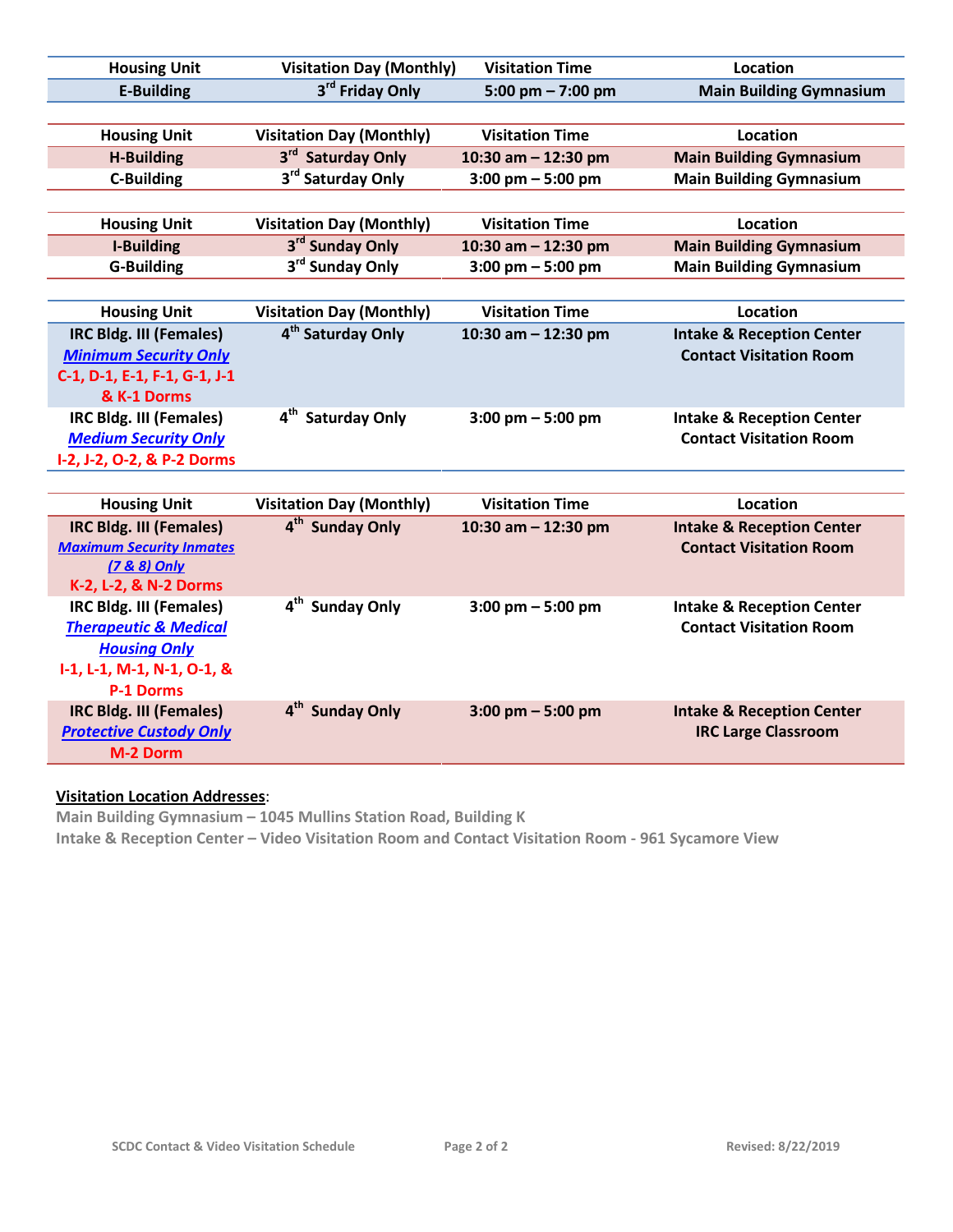| Housing Unit | Visitation Day (Monthly) | Visitation Time | Location |
|---|---|---|---|
| **E-Building** | **3rd Friday Only** | **5:00 pm – 7:00 pm** | **Main Building Gymnasium** |

| Housing Unit | Visitation Day (Monthly) | Visitation Time | Location |
|---|---|---|---|
| **H-Building** | **3rd Saturday Only** | **10:30 am – 12:30 pm** | **Main Building Gymnasium** |
| **C-Building** | **3rd Saturday Only** | **3:00 pm – 5:00 pm** | **Main Building Gymnasium** |

| Housing Unit | Visitation Day (Monthly) | Visitation Time | Location |
|---|---|---|---|
| **I-Building** | **3rd Sunday Only** | **10:30 am – 12:30 pm** | **Main Building Gymnasium** |
| **G-Building** | **3rd Sunday Only** | **3:00 pm – 5:00 pm** | **Main Building Gymnasium** |

| Housing Unit | Visitation Day (Monthly) | Visitation Time | Location |
|---|---|---|---|
| **IRC Bldg. III (Females)** ***Minimum Security Only*** **C-1, D-1, E-1, F-1, G-1, J-1 & K-1 Dorms** | **4th Saturday Only** | **10:30 am – 12:30 pm** | **Intake & Reception Center Contact Visitation Room** |
| **IRC Bldg. III (Females)** ***Medium Security Only*** **I-2, J-2, O-2, & P-2 Dorms** | **4th Saturday Only** | **3:00 pm – 5:00 pm** | **Intake & Reception Center Contact Visitation Room** |

| Housing Unit | Visitation Day (Monthly) | Visitation Time | Location |
|---|---|---|---|
| **IRC Bldg. III (Females)** ***Maximum Security Inmates (7 & 8) Only*** **K-2, L-2, & N-2 Dorms** | **4th Sunday Only** | **10:30 am – 12:30 pm** | **Intake & Reception Center Contact Visitation Room** |
| **IRC Bldg. III (Females)** ***Therapeutic & Medical Housing Only*** **I-1, L-1, M-1, N-1, O-1, & P-1 Dorms** | **4th Sunday Only** | **3:00 pm – 5:00 pm** | **Intake & Reception Center Contact Visitation Room** |
| **IRC Bldg. III (Females)** ***Protective Custody Only*** **M-2 Dorm** | **4th Sunday Only** | **3:00 pm – 5:00 pm** | **Intake & Reception Center IRC Large Classroom** |

**Visitation Location Addresses**:

**Main Building Gymnasium – 1045 Mullins Station Road, Building K**

**Intake & Reception Center – Video Visitation Room and Contact Visitation Room - 961 Sycamore View**